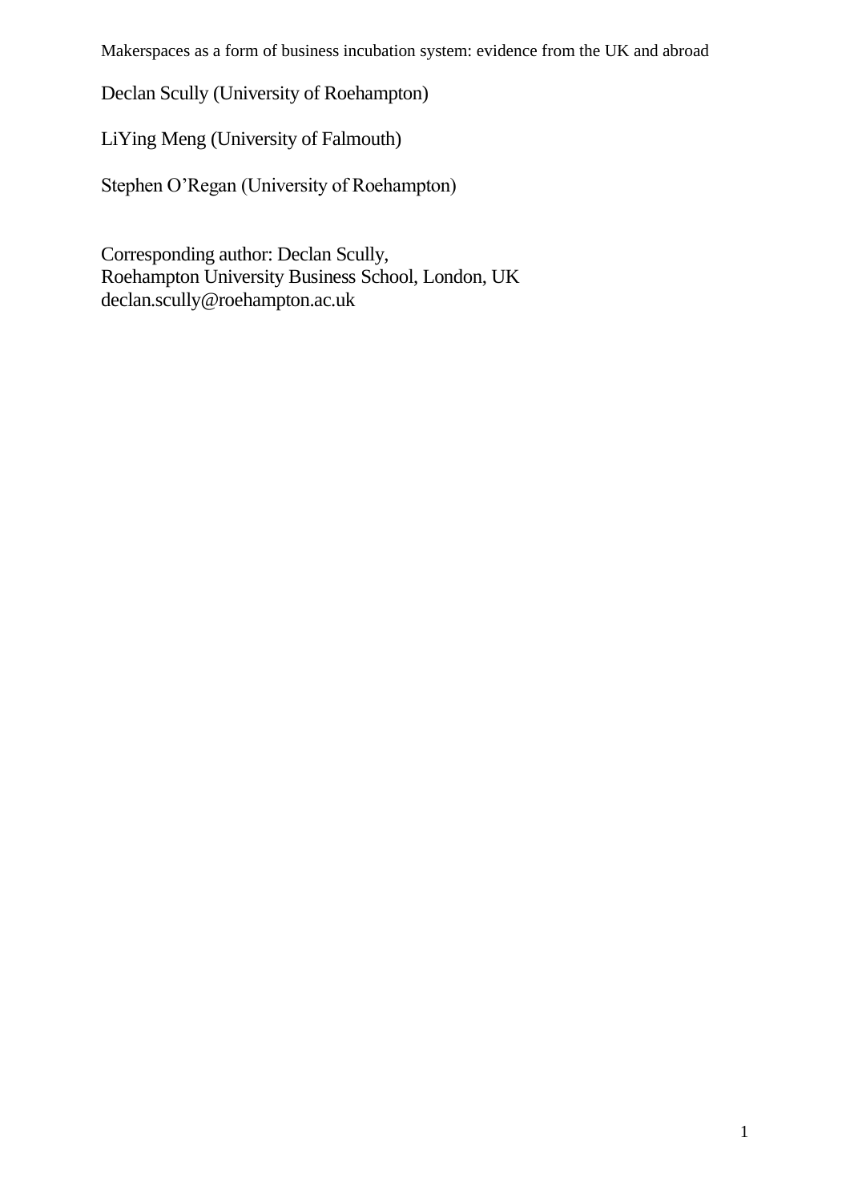# Makerspaces as a form of business incubation system: evidence from the UK and abroad

Declan Scully (University of Roehampton)

LiYing Meng (University of Falmouth)

Stephen O'Regan (University of Roehampton)

Corresponding author: Declan Scully,
Roehampton University Business School, London, UK
declan.scully@roehampton.ac.uk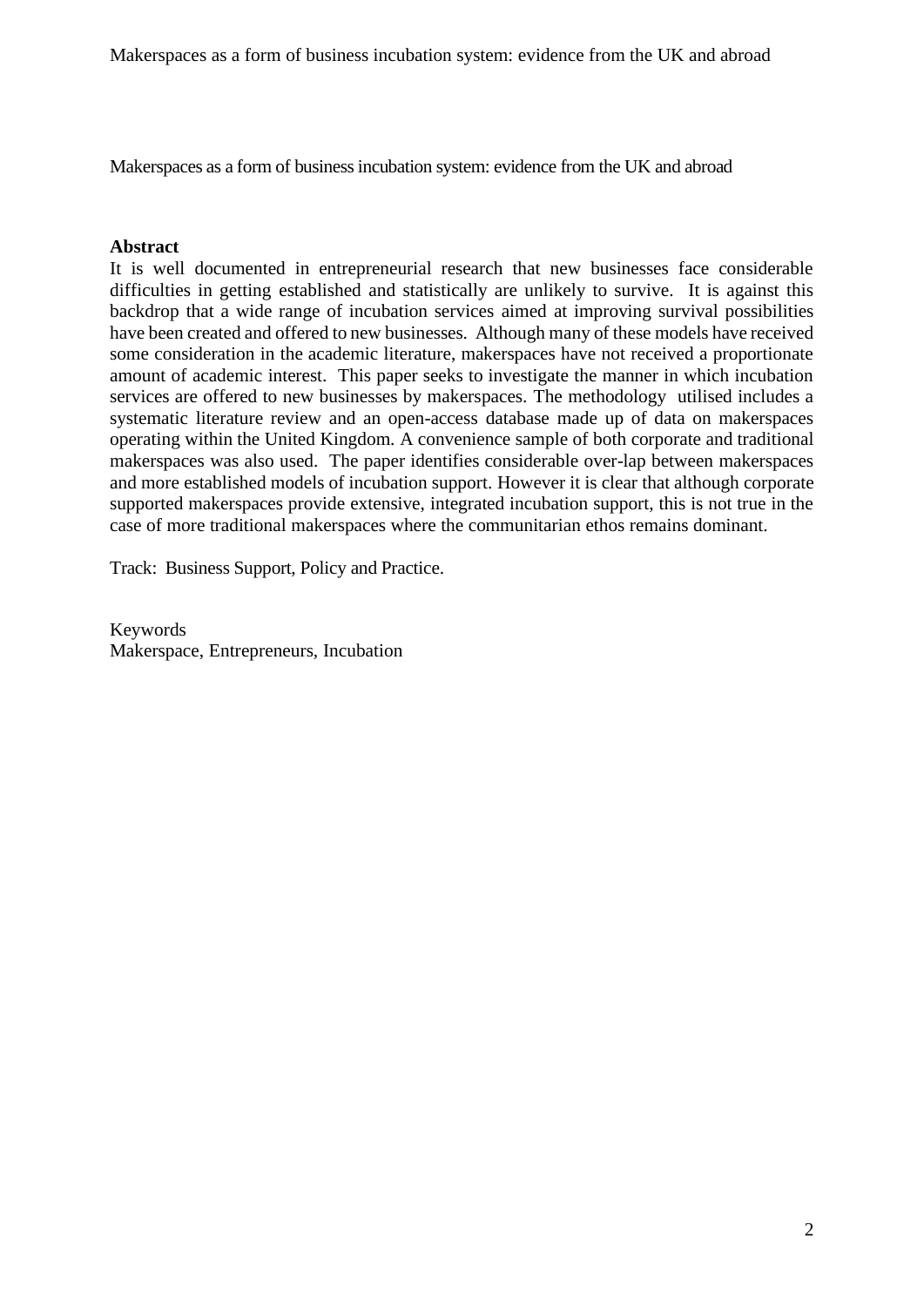Makerspaces as a form of business incubation system: evidence from the UK and abroad

**Abstract**

It is well documented in entrepreneurial research that new businesses face considerable difficulties in getting established and statistically are unlikely to survive. It is against this backdrop that a wide range of incubation services aimed at improving survival possibilities have been created and offered to new businesses. Although many of these models have received some consideration in the academic literature, makerspaces have not received a proportionate amount of academic interest. This paper seeks to investigate the manner in which incubation services are offered to new businesses by makerspaces. The methodology utilised includes a systematic literature review and an open-access database made up of data on makerspaces operating within the United Kingdom. A convenience sample of both corporate and traditional makerspaces was also used. The paper identifies considerable over-lap between makerspaces and more established models of incubation support. However it is clear that although corporate supported makerspaces provide extensive, integrated incubation support, this is not true in the case of more traditional makerspaces where the communitarian ethos remains dominant.

Track: Business Support, Policy and Practice.

Keywords

Makerspace, Entrepreneurs, Incubation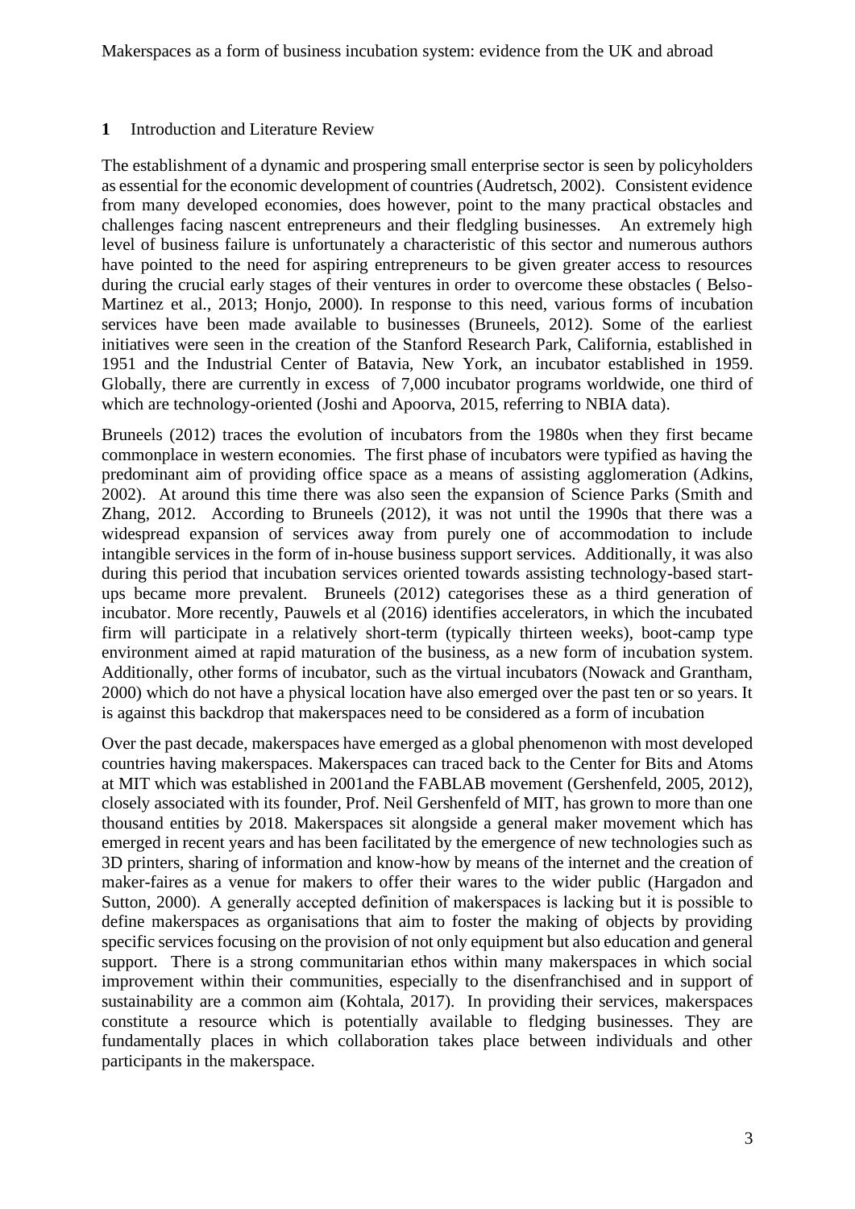## 1 Introduction and Literature Review

The establishment of a dynamic and prospering small enterprise sector is seen by policyholders as essential for the economic development of countries (Audretsch, 2002). Consistent evidence from many developed economies, does however, point to the many practical obstacles and challenges facing nascent entrepreneurs and their fledgling businesses. An extremely high level of business failure is unfortunately a characteristic of this sector and numerous authors have pointed to the need for aspiring entrepreneurs to be given greater access to resources during the crucial early stages of their ventures in order to overcome these obstacles ( Belso-Martinez et al., 2013; Honjo, 2000). In response to this need, various forms of incubation services have been made available to businesses (Bruneels, 2012). Some of the earliest initiatives were seen in the creation of the Stanford Research Park, California, established in 1951 and the Industrial Center of Batavia, New York, an incubator established in 1959. Globally, there are currently in excess of 7,000 incubator programs worldwide, one third of which are technology-oriented (Joshi and Apoorva, 2015, referring to NBIA data).

Bruneels (2012) traces the evolution of incubators from the 1980s when they first became commonplace in western economies. The first phase of incubators were typified as having the predominant aim of providing office space as a means of assisting agglomeration (Adkins, 2002). At around this time there was also seen the expansion of Science Parks (Smith and Zhang, 2012. According to Bruneels (2012), it was not until the 1990s that there was a widespread expansion of services away from purely one of accommodation to include intangible services in the form of in-house business support services. Additionally, it was also during this period that incubation services oriented towards assisting technology-based start-ups became more prevalent. Bruneels (2012) categorises these as a third generation of incubator. More recently, Pauwels et al (2016) identifies accelerators, in which the incubated firm will participate in a relatively short-term (typically thirteen weeks), boot-camp type environment aimed at rapid maturation of the business, as a new form of incubation system. Additionally, other forms of incubator, such as the virtual incubators (Nowack and Grantham, 2000) which do not have a physical location have also emerged over the past ten or so years. It is against this backdrop that makerspaces need to be considered as a form of incubation

Over the past decade, makerspaces have emerged as a global phenomenon with most developed countries having makerspaces. Makerspaces can traced back to the Center for Bits and Atoms at MIT which was established in 2001and the FABLAB movement (Gershenfeld, 2005, 2012), closely associated with its founder, Prof. Neil Gershenfeld of MIT, has grown to more than one thousand entities by 2018. Makerspaces sit alongside a general maker movement which has emerged in recent years and has been facilitated by the emergence of new technologies such as 3D printers, sharing of information and know-how by means of the internet and the creation of maker-faires as a venue for makers to offer their wares to the wider public (Hargadon and Sutton, 2000). A generally accepted definition of makerspaces is lacking but it is possible to define makerspaces as organisations that aim to foster the making of objects by providing specific services focusing on the provision of not only equipment but also education and general support. There is a strong communitarian ethos within many makerspaces in which social improvement within their communities, especially to the disenfranchised and in support of sustainability are a common aim (Kohtala, 2017). In providing their services, makerspaces constitute a resource which is potentially available to fledging businesses. They are fundamentally places in which collaboration takes place between individuals and other participants in the makerspace.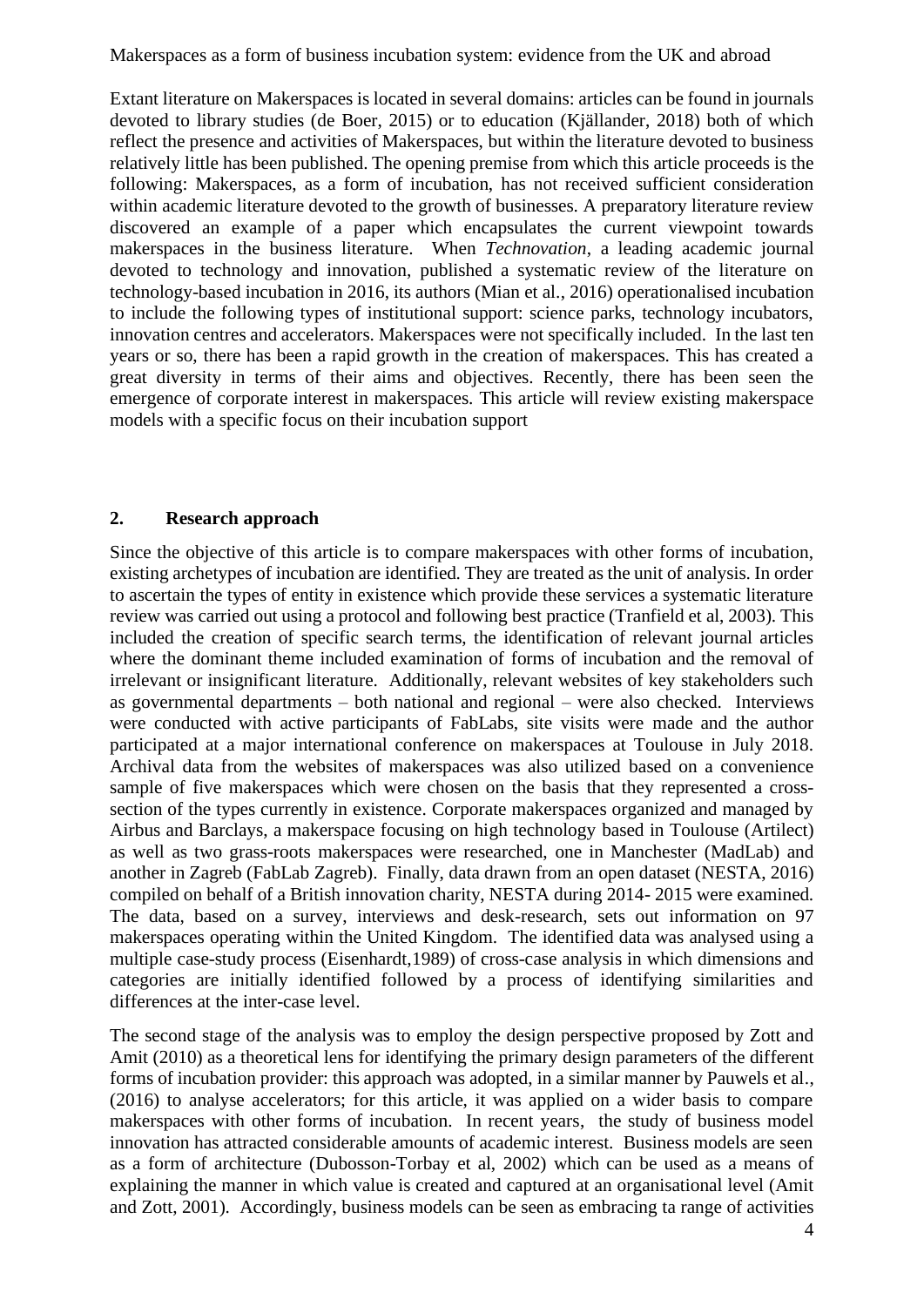Extant literature on Makerspaces is located in several domains: articles can be found in journals devoted to library studies (de Boer, 2015) or to education (Kjällander, 2018) both of which reflect the presence and activities of Makerspaces, but within the literature devoted to business relatively little has been published. The opening premise from which this article proceeds is the following: Makerspaces, as a form of incubation, has not received sufficient consideration within academic literature devoted to the growth of businesses. A preparatory literature review discovered an example of a paper which encapsulates the current viewpoint towards makerspaces in the business literature. When *Technovation*, a leading academic journal devoted to technology and innovation, published a systematic review of the literature on technology-based incubation in 2016, its authors (Mian et al., 2016) operationalised incubation to include the following types of institutional support: science parks, technology incubators, innovation centres and accelerators. Makerspaces were not specifically included. In the last ten years or so, there has been a rapid growth in the creation of makerspaces. This has created a great diversity in terms of their aims and objectives. Recently, there has been seen the emergence of corporate interest in makerspaces. This article will review existing makerspace models with a specific focus on their incubation support

## 2. Research approach

Since the objective of this article is to compare makerspaces with other forms of incubation, existing archetypes of incubation are identified. They are treated as the unit of analysis. In order to ascertain the types of entity in existence which provide these services a systematic literature review was carried out using a protocol and following best practice (Tranfield et al, 2003). This included the creation of specific search terms, the identification of relevant journal articles where the dominant theme included examination of forms of incubation and the removal of irrelevant or insignificant literature. Additionally, relevant websites of key stakeholders such as governmental departments – both national and regional – were also checked. Interviews were conducted with active participants of FabLabs, site visits were made and the author participated at a major international conference on makerspaces at Toulouse in July 2018. Archival data from the websites of makerspaces was also utilized based on a convenience sample of five makerspaces which were chosen on the basis that they represented a cross-section of the types currently in existence. Corporate makerspaces organized and managed by Airbus and Barclays, a makerspace focusing on high technology based in Toulouse (Artilect) as well as two grass-roots makerspaces were researched, one in Manchester (MadLab) and another in Zagreb (FabLab Zagreb). Finally, data drawn from an open dataset (NESTA, 2016) compiled on behalf of a British innovation charity, NESTA during 2014- 2015 were examined. The data, based on a survey, interviews and desk-research, sets out information on 97 makerspaces operating within the United Kingdom. The identified data was analysed using a multiple case-study process (Eisenhardt,1989) of cross-case analysis in which dimensions and categories are initially identified followed by a process of identifying similarities and differences at the inter-case level.

The second stage of the analysis was to employ the design perspective proposed by Zott and Amit (2010) as a theoretical lens for identifying the primary design parameters of the different forms of incubation provider: this approach was adopted, in a similar manner by Pauwels et al., (2016) to analyse accelerators; for this article, it was applied on a wider basis to compare makerspaces with other forms of incubation. In recent years, the study of business model innovation has attracted considerable amounts of academic interest. Business models are seen as a form of architecture (Dubosson-Torbay et al, 2002) which can be used as a means of explaining the manner in which value is created and captured at an organisational level (Amit and Zott, 2001). Accordingly, business models can be seen as embracing ta range of activities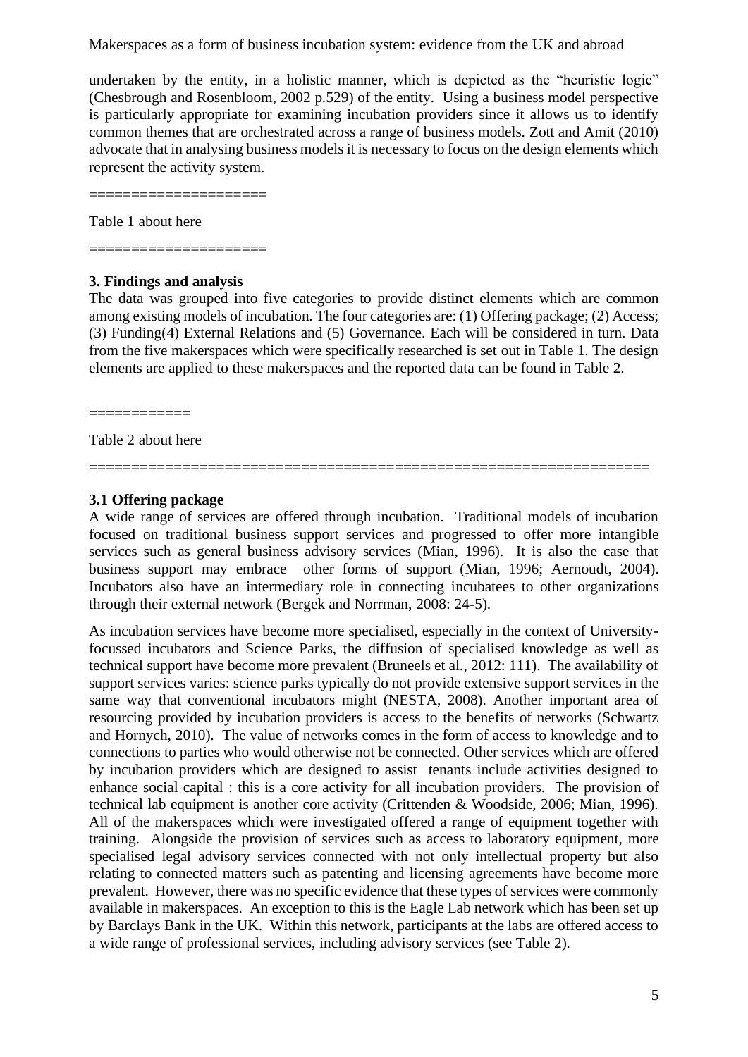undertaken by the entity, in a holistic manner, which is depicted as the "heuristic logic" (Chesbrough and Rosenbloom, 2002 p.529) of the entity. Using a business model perspective is particularly appropriate for examining incubation providers since it allows us to identify common themes that are orchestrated across a range of business models. Zott and Amit (2010) advocate that in analysing business models it is necessary to focus on the design elements which represent the activity system.

====================

Table 1 about here

====================

## 3. Findings and analysis

The data was grouped into five categories to provide distinct elements which are common among existing models of incubation. The four categories are: (1) Offering package; (2) Access; (3) Funding(4) External Relations and (5) Governance. Each will be considered in turn. Data from the five makerspaces which were specifically researched is set out in Table 1. The design elements are applied to these makerspaces and the reported data can be found in Table 2.

============

Table 2 about here

================================================================

### 3.1 Offering package

A wide range of services are offered through incubation. Traditional models of incubation focused on traditional business support services and progressed to offer more intangible services such as general business advisory services (Mian, 1996). It is also the case that business support may embrace other forms of support (Mian, 1996; Aernoudt, 2004). Incubators also have an intermediary role in connecting incubatees to other organizations through their external network (Bergek and Norrman, 2008: 24-5).

As incubation services have become more specialised, especially in the context of University-focussed incubators and Science Parks, the diffusion of specialised knowledge as well as technical support have become more prevalent (Bruneels et al., 2012: 111). The availability of support services varies: science parks typically do not provide extensive support services in the same way that conventional incubators might (NESTA, 2008). Another important area of resourcing provided by incubation providers is access to the benefits of networks (Schwartz and Hornych, 2010). The value of networks comes in the form of access to knowledge and to connections to parties who would otherwise not be connected. Other services which are offered by incubation providers which are designed to assist tenants include activities designed to enhance social capital : this is a core activity for all incubation providers. The provision of technical lab equipment is another core activity (Crittenden & Woodside, 2006; Mian, 1996). All of the makerspaces which were investigated offered a range of equipment together with training. Alongside the provision of services such as access to laboratory equipment, more specialised legal advisory services connected with not only intellectual property but also relating to connected matters such as patenting and licensing agreements have become more prevalent. However, there was no specific evidence that these types of services were commonly available in makerspaces. An exception to this is the Eagle Lab network which has been set up by Barclays Bank in the UK. Within this network, participants at the labs are offered access to a wide range of professional services, including advisory services (see Table 2).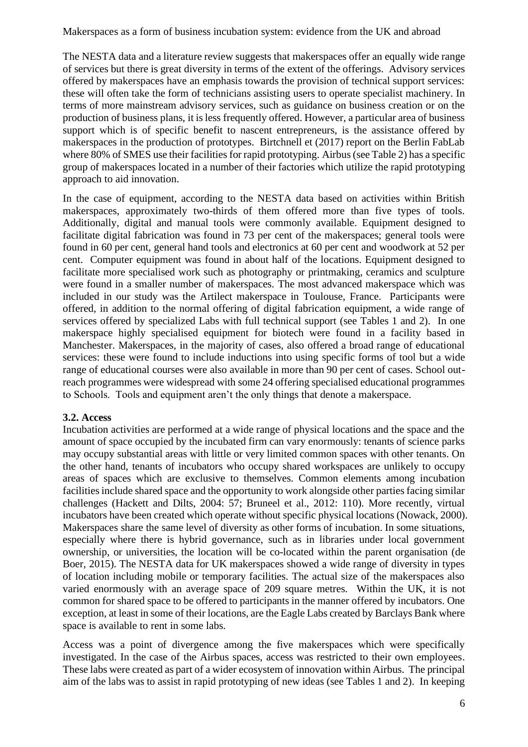The NESTA data and a literature review suggests that makerspaces offer an equally wide range of services but there is great diversity in terms of the extent of the offerings. Advisory services offered by makerspaces have an emphasis towards the provision of technical support services: these will often take the form of technicians assisting users to operate specialist machinery. In terms of more mainstream advisory services, such as guidance on business creation or on the production of business plans, it is less frequently offered. However, a particular area of business support which is of specific benefit to nascent entrepreneurs, is the assistance offered by makerspaces in the production of prototypes. Birtchnell et (2017) report on the Berlin FabLab where 80% of SMES use their facilities for rapid prototyping. Airbus (see Table 2) has a specific group of makerspaces located in a number of their factories which utilize the rapid prototyping approach to aid innovation.

In the case of equipment, according to the NESTA data based on activities within British makerspaces, approximately two-thirds of them offered more than five types of tools. Additionally, digital and manual tools were commonly available. Equipment designed to facilitate digital fabrication was found in 73 per cent of the makerspaces; general tools were found in 60 per cent, general hand tools and electronics at 60 per cent and woodwork at 52 per cent. Computer equipment was found in about half of the locations. Equipment designed to facilitate more specialised work such as photography or printmaking, ceramics and sculpture were found in a smaller number of makerspaces. The most advanced makerspace which was included in our study was the Artilect makerspace in Toulouse, France. Participants were offered, in addition to the normal offering of digital fabrication equipment, a wide range of services offered by specialized Labs with full technical support (see Tables 1 and 2). In one makerspace highly specialised equipment for biotech were found in a facility based in Manchester. Makerspaces, in the majority of cases, also offered a broad range of educational services: these were found to include inductions into using specific forms of tool but a wide range of educational courses were also available in more than 90 per cent of cases. School out-reach programmes were widespread with some 24 offering specialised educational programmes to Schools. Tools and equipment aren't the only things that denote a makerspace.

### 3.2. Access

Incubation activities are performed at a wide range of physical locations and the space and the amount of space occupied by the incubated firm can vary enormously: tenants of science parks may occupy substantial areas with little or very limited common spaces with other tenants. On the other hand, tenants of incubators who occupy shared workspaces are unlikely to occupy areas of spaces which are exclusive to themselves. Common elements among incubation facilities include shared space and the opportunity to work alongside other parties facing similar challenges (Hackett and Dilts, 2004: 57; Bruneel et al., 2012: 110). More recently, virtual incubators have been created which operate without specific physical locations (Nowack, 2000). Makerspaces share the same level of diversity as other forms of incubation. In some situations, especially where there is hybrid governance, such as in libraries under local government ownership, or universities, the location will be co-located within the parent organisation (de Boer, 2015). The NESTA data for UK makerspaces showed a wide range of diversity in types of location including mobile or temporary facilities. The actual size of the makerspaces also varied enormously with an average space of 209 square metres. Within the UK, it is not common for shared space to be offered to participants in the manner offered by incubators. One exception, at least in some of their locations, are the Eagle Labs created by Barclays Bank where space is available to rent in some labs.

Access was a point of divergence among the five makerspaces which were specifically investigated. In the case of the Airbus spaces, access was restricted to their own employees. These labs were created as part of a wider ecosystem of innovation within Airbus. The principal aim of the labs was to assist in rapid prototyping of new ideas (see Tables 1 and 2). In keeping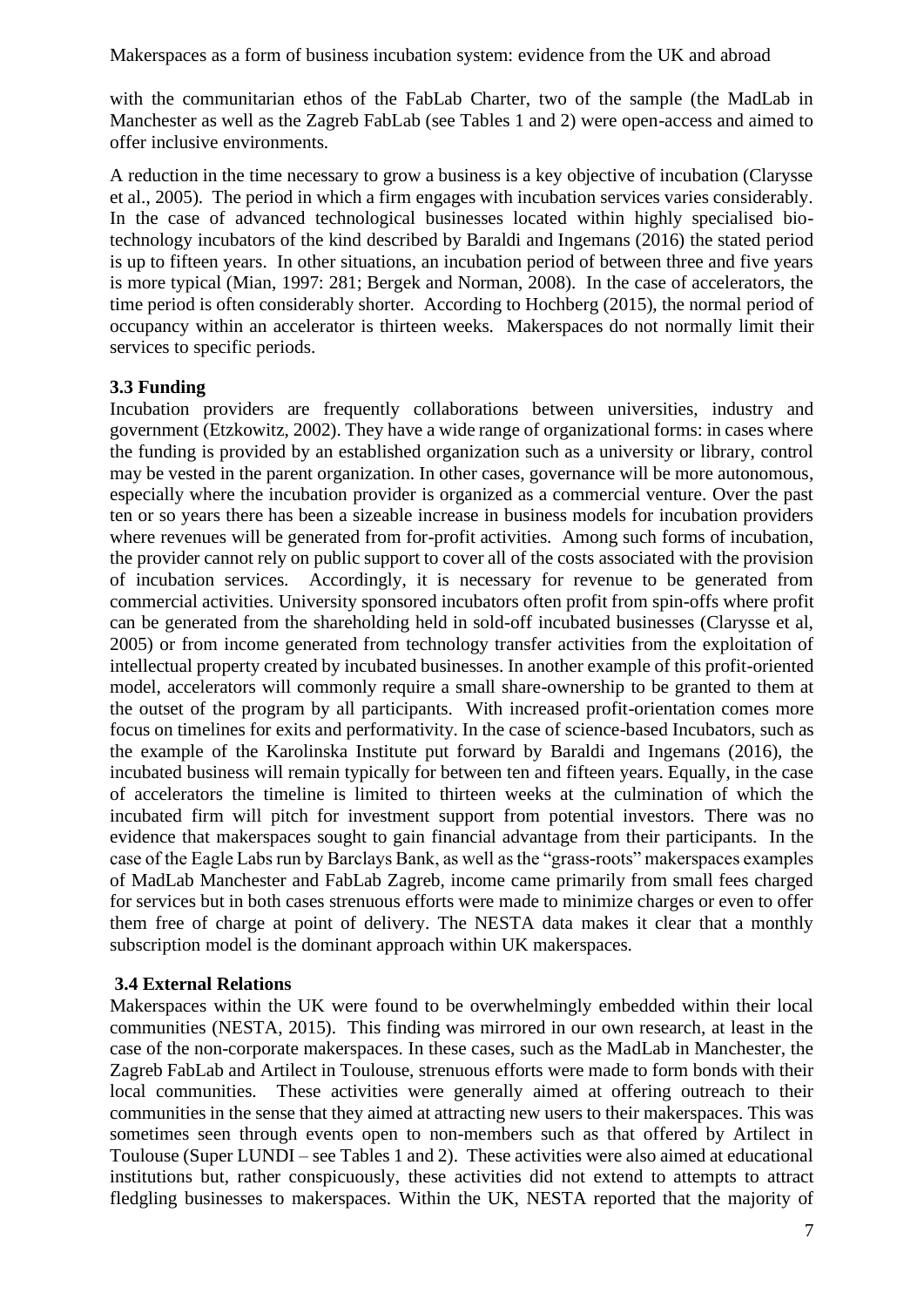with the communitarian ethos of the FabLab Charter, two of the sample (the MadLab in Manchester as well as the Zagreb FabLab (see Tables 1 and 2) were open-access and aimed to offer inclusive environments.

A reduction in the time necessary to grow a business is a key objective of incubation (Clarysse et al., 2005). The period in which a firm engages with incubation services varies considerably. In the case of advanced technological businesses located within highly specialised bio-technology incubators of the kind described by Baraldi and Ingemans (2016) the stated period is up to fifteen years. In other situations, an incubation period of between three and five years is more typical (Mian, 1997: 281; Bergek and Norman, 2008). In the case of accelerators, the time period is often considerably shorter. According to Hochberg (2015), the normal period of occupancy within an accelerator is thirteen weeks. Makerspaces do not normally limit their services to specific periods.

### 3.3 Funding

Incubation providers are frequently collaborations between universities, industry and government (Etzkowitz, 2002). They have a wide range of organizational forms: in cases where the funding is provided by an established organization such as a university or library, control may be vested in the parent organization. In other cases, governance will be more autonomous, especially where the incubation provider is organized as a commercial venture. Over the past ten or so years there has been a sizeable increase in business models for incubation providers where revenues will be generated from for-profit activities. Among such forms of incubation, the provider cannot rely on public support to cover all of the costs associated with the provision of incubation services. Accordingly, it is necessary for revenue to be generated from commercial activities. University sponsored incubators often profit from spin-offs where profit can be generated from the shareholding held in sold-off incubated businesses (Clarysse et al, 2005) or from income generated from technology transfer activities from the exploitation of intellectual property created by incubated businesses. In another example of this profit-oriented model, accelerators will commonly require a small share-ownership to be granted to them at the outset of the program by all participants. With increased profit-orientation comes more focus on timelines for exits and performativity. In the case of science-based Incubators, such as the example of the Karolinska Institute put forward by Baraldi and Ingemans (2016), the incubated business will remain typically for between ten and fifteen years. Equally, in the case of accelerators the timeline is limited to thirteen weeks at the culmination of which the incubated firm will pitch for investment support from potential investors. There was no evidence that makerspaces sought to gain financial advantage from their participants. In the case of the Eagle Labs run by Barclays Bank, as well as the "grass-roots" makerspaces examples of MadLab Manchester and FabLab Zagreb, income came primarily from small fees charged for services but in both cases strenuous efforts were made to minimize charges or even to offer them free of charge at point of delivery. The NESTA data makes it clear that a monthly subscription model is the dominant approach within UK makerspaces.

### 3.4 External Relations

Makerspaces within the UK were found to be overwhelmingly embedded within their local communities (NESTA, 2015). This finding was mirrored in our own research, at least in the case of the non-corporate makerspaces. In these cases, such as the MadLab in Manchester, the Zagreb FabLab and Artilect in Toulouse, strenuous efforts were made to form bonds with their local communities. These activities were generally aimed at offering outreach to their communities in the sense that they aimed at attracting new users to their makerspaces. This was sometimes seen through events open to non-members such as that offered by Artilect in Toulouse (Super LUNDI – see Tables 1 and 2). These activities were also aimed at educational institutions but, rather conspicuously, these activities did not extend to attempts to attract fledgling businesses to makerspaces. Within the UK, NESTA reported that the majority of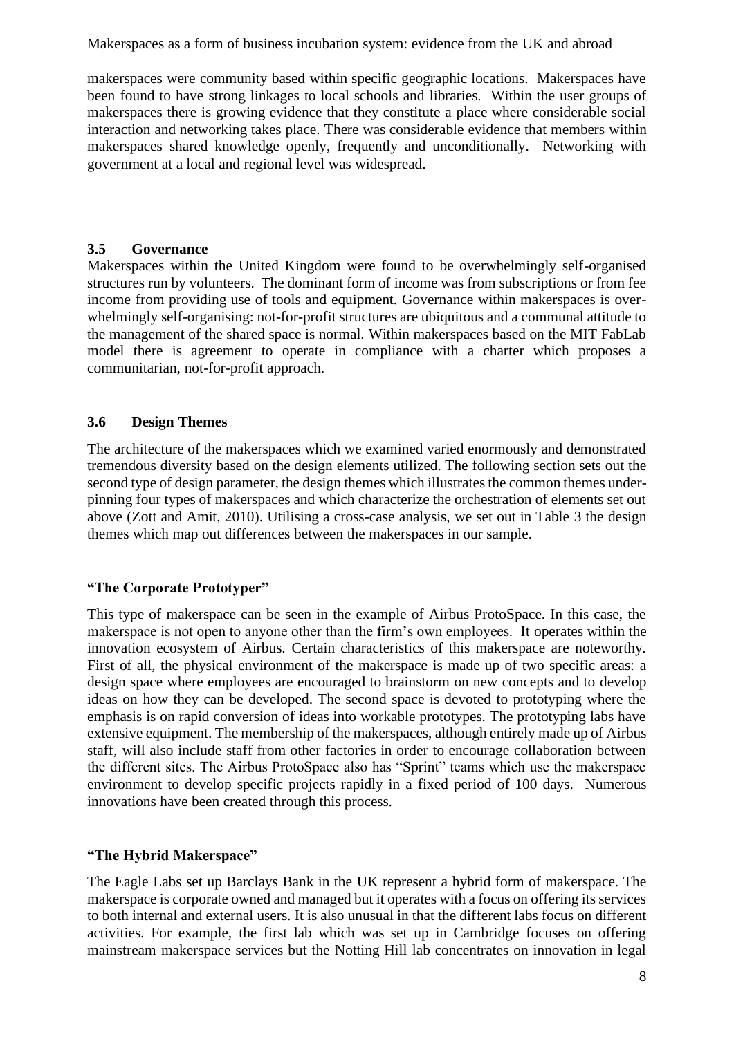makerspaces were community based within specific geographic locations. Makerspaces have been found to have strong linkages to local schools and libraries. Within the user groups of makerspaces there is growing evidence that they constitute a place where considerable social interaction and networking takes place. There was considerable evidence that members within makerspaces shared knowledge openly, frequently and unconditionally. Networking with government at a local and regional level was widespread.

### 3.5 Governance

Makerspaces within the United Kingdom were found to be overwhelmingly self-organised structures run by volunteers. The dominant form of income was from subscriptions or from fee income from providing use of tools and equipment. Governance within makerspaces is over-whelmingly self-organising: not-for-profit structures are ubiquitous and a communal attitude to the management of the shared space is normal. Within makerspaces based on the MIT FabLab model there is agreement to operate in compliance with a charter which proposes a communitarian, not-for-profit approach.

### 3.6 Design Themes

The architecture of the makerspaces which we examined varied enormously and demonstrated tremendous diversity based on the design elements utilized. The following section sets out the second type of design parameter, the design themes which illustrates the common themes under-pinning four types of makerspaces and which characterize the orchestration of elements set out above (Zott and Amit, 2010). Utilising a cross-case analysis, we set out in Table 3 the design themes which map out differences between the makerspaces in our sample.

**"The Corporate Prototyper"**

This type of makerspace can be seen in the example of Airbus ProtoSpace. In this case, the makerspace is not open to anyone other than the firm's own employees. It operates within the innovation ecosystem of Airbus. Certain characteristics of this makerspace are noteworthy. First of all, the physical environment of the makerspace is made up of two specific areas: a design space where employees are encouraged to brainstorm on new concepts and to develop ideas on how they can be developed. The second space is devoted to prototyping where the emphasis is on rapid conversion of ideas into workable prototypes. The prototyping labs have extensive equipment. The membership of the makerspaces, although entirely made up of Airbus staff, will also include staff from other factories in order to encourage collaboration between the different sites. The Airbus ProtoSpace also has "Sprint" teams which use the makerspace environment to develop specific projects rapidly in a fixed period of 100 days. Numerous innovations have been created through this process.

**"The Hybrid Makerspace"**

The Eagle Labs set up Barclays Bank in the UK represent a hybrid form of makerspace. The makerspace is corporate owned and managed but it operates with a focus on offering its services to both internal and external users. It is also unusual in that the different labs focus on different activities. For example, the first lab which was set up in Cambridge focuses on offering mainstream makerspace services but the Notting Hill lab concentrates on innovation in legal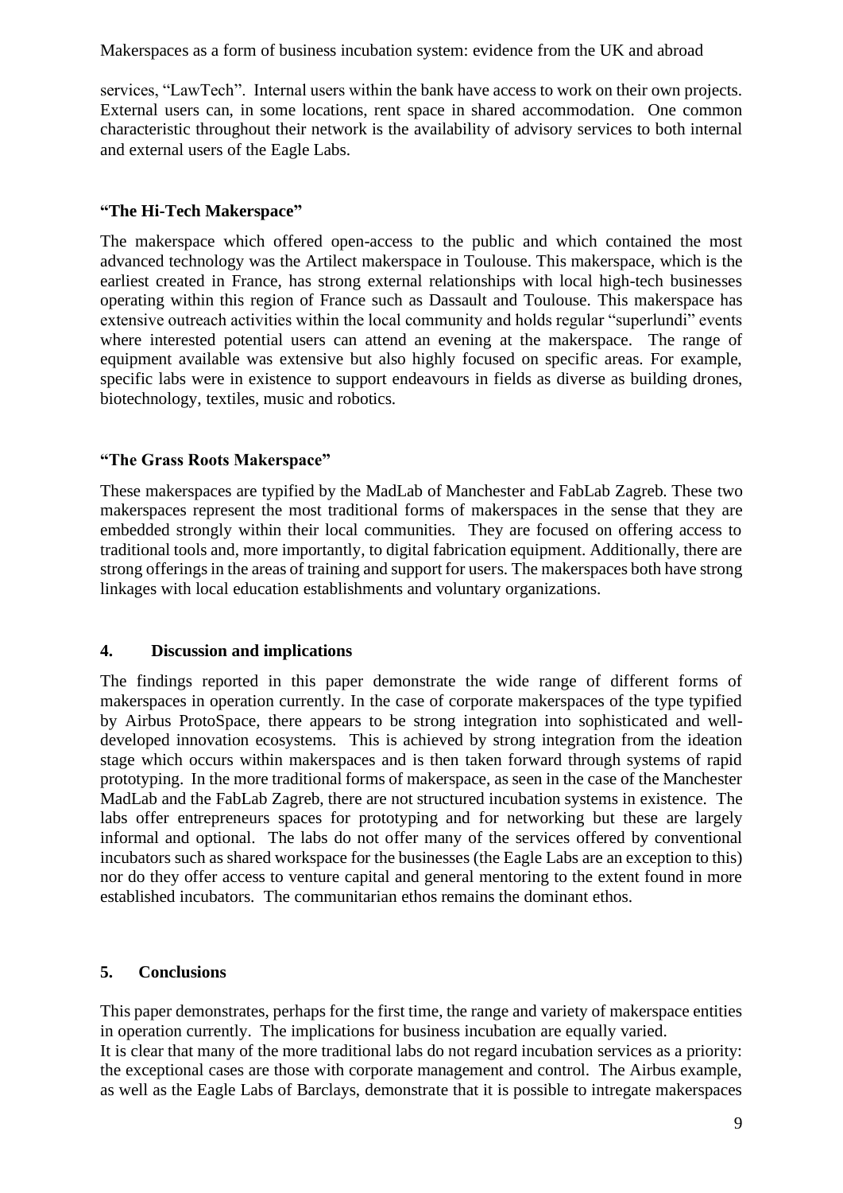services, "LawTech". Internal users within the bank have access to work on their own projects. External users can, in some locations, rent space in shared accommodation. One common characteristic throughout their network is the availability of advisory services to both internal and external users of the Eagle Labs.

**"The Hi-Tech Makerspace"**

The makerspace which offered open-access to the public and which contained the most advanced technology was the Artilect makerspace in Toulouse. This makerspace, which is the earliest created in France, has strong external relationships with local high-tech businesses operating within this region of France such as Dassault and Toulouse. This makerspace has extensive outreach activities within the local community and holds regular "superlundi" events where interested potential users can attend an evening at the makerspace. The range of equipment available was extensive but also highly focused on specific areas. For example, specific labs were in existence to support endeavours in fields as diverse as building drones, biotechnology, textiles, music and robotics.

**"The Grass Roots Makerspace"**

These makerspaces are typified by the MadLab of Manchester and FabLab Zagreb. These two makerspaces represent the most traditional forms of makerspaces in the sense that they are embedded strongly within their local communities. They are focused on offering access to traditional tools and, more importantly, to digital fabrication equipment. Additionally, there are strong offerings in the areas of training and support for users. The makerspaces both have strong linkages with local education establishments and voluntary organizations.

## 4. Discussion and implications

The findings reported in this paper demonstrate the wide range of different forms of makerspaces in operation currently. In the case of corporate makerspaces of the type typified by Airbus ProtoSpace, there appears to be strong integration into sophisticated and well-developed innovation ecosystems. This is achieved by strong integration from the ideation stage which occurs within makerspaces and is then taken forward through systems of rapid prototyping. In the more traditional forms of makerspace, as seen in the case of the Manchester MadLab and the FabLab Zagreb, there are not structured incubation systems in existence. The labs offer entrepreneurs spaces for prototyping and for networking but these are largely informal and optional. The labs do not offer many of the services offered by conventional incubators such as shared workspace for the businesses (the Eagle Labs are an exception to this) nor do they offer access to venture capital and general mentoring to the extent found in more established incubators. The communitarian ethos remains the dominant ethos.

## 5. Conclusions

This paper demonstrates, perhaps for the first time, the range and variety of makerspace entities in operation currently. The implications for business incubation are equally varied.
It is clear that many of the more traditional labs do not regard incubation services as a priority: the exceptional cases are those with corporate management and control. The Airbus example, as well as the Eagle Labs of Barclays, demonstrate that it is possible to intregate makerspaces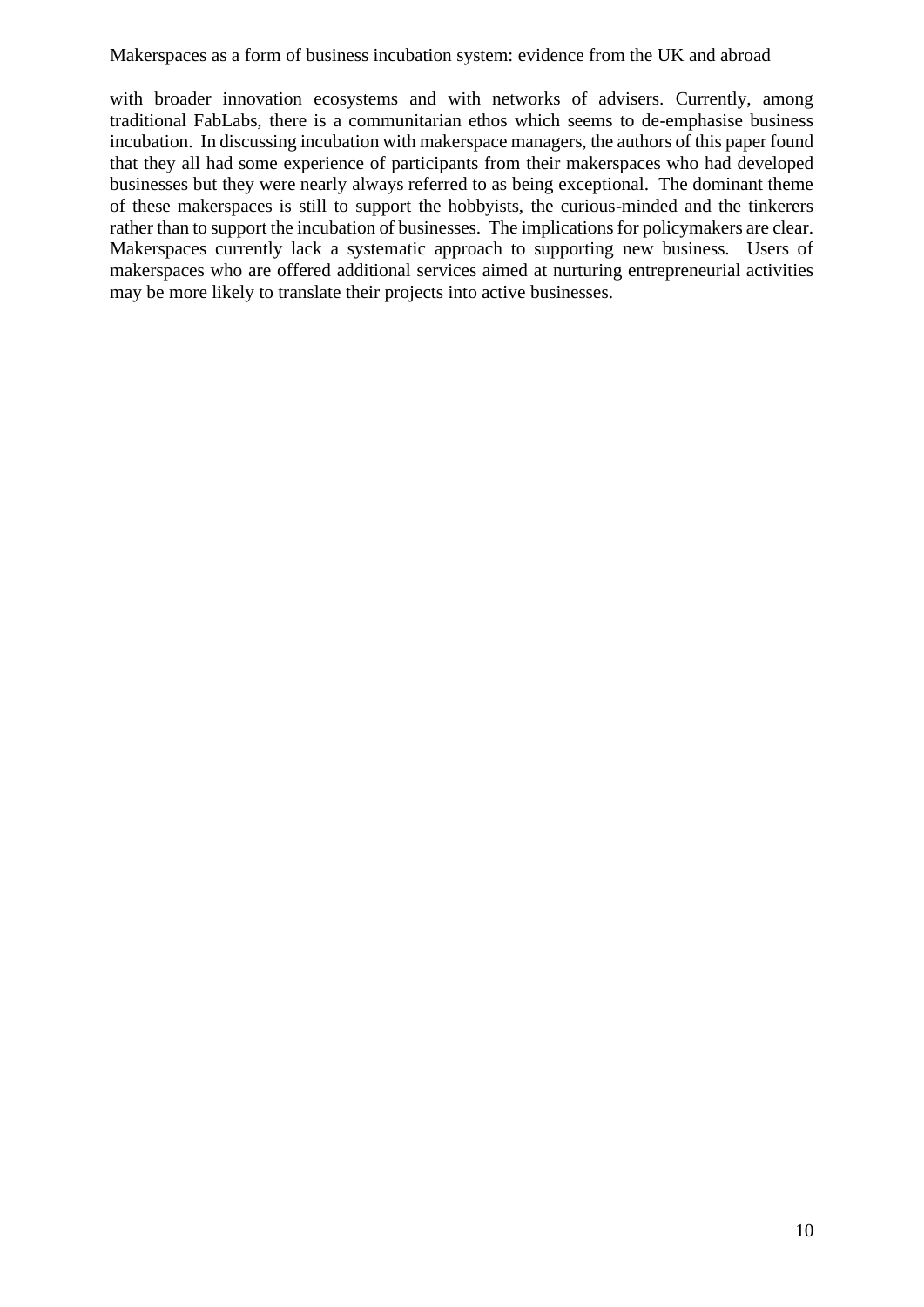with broader innovation ecosystems and with networks of advisers. Currently, among traditional FabLabs, there is a communitarian ethos which seems to de-emphasise business incubation. In discussing incubation with makerspace managers, the authors of this paper found that they all had some experience of participants from their makerspaces who had developed businesses but they were nearly always referred to as being exceptional. The dominant theme of these makerspaces is still to support the hobbyists, the curious-minded and the tinkerers rather than to support the incubation of businesses. The implications for policymakers are clear. Makerspaces currently lack a systematic approach to supporting new business. Users of makerspaces who are offered additional services aimed at nurturing entrepreneurial activities may be more likely to translate their projects into active businesses.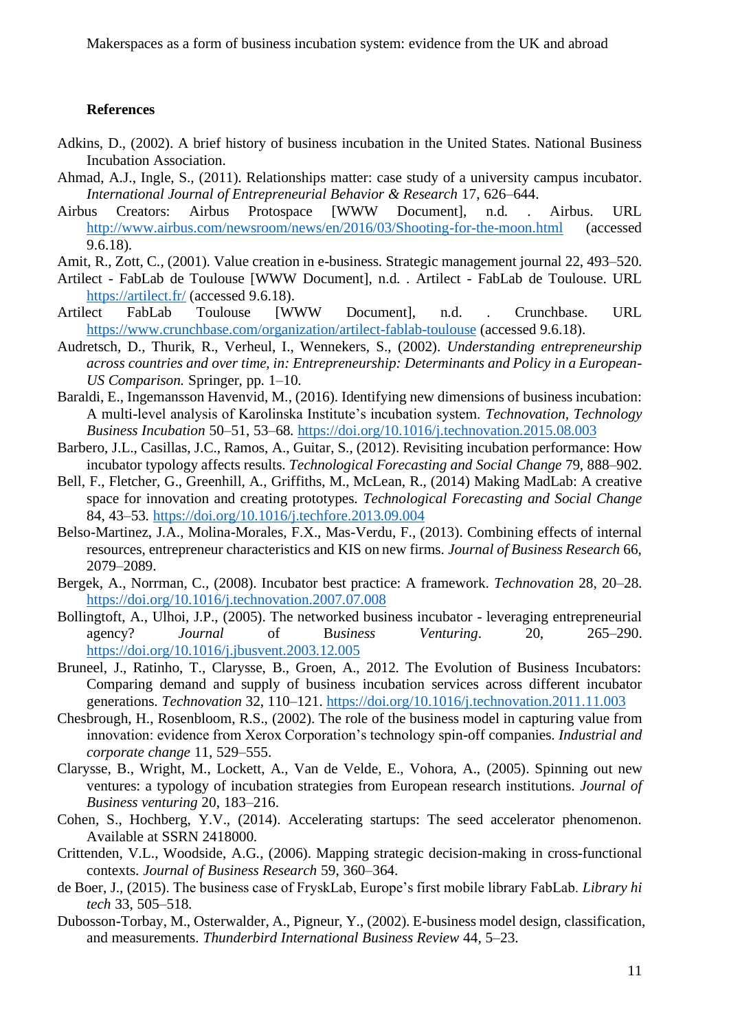## References

Adkins, D., (2002). A brief history of business incubation in the United States. National Business Incubation Association.

Ahmad, A.J., Ingle, S., (2011). Relationships matter: case study of a university campus incubator. *International Journal of Entrepreneurial Behavior & Research* 17, 626–644.

Airbus Creators: Airbus Protospace [WWW Document], n.d. . Airbus. URL http://www.airbus.com/newsroom/news/en/2016/03/Shooting-for-the-moon.html (accessed 9.6.18).

Amit, R., Zott, C., (2001). Value creation in e-business. Strategic management journal 22, 493–520.

Artilect - FabLab de Toulouse [WWW Document], n.d. . Artilect - FabLab de Toulouse. URL https://artilect.fr/ (accessed 9.6.18).

Artilect FabLab Toulouse [WWW Document], n.d. . Crunchbase. URL https://www.crunchbase.com/organization/artilect-fablab-toulouse (accessed 9.6.18).

Audretsch, D., Thurik, R., Verheul, I., Wennekers, S., (2002). *Understanding entrepreneurship across countries and over time, in: Entrepreneurship: Determinants and Policy in a European-US Comparison.* Springer, pp. 1–10.

Baraldi, E., Ingemansson Havenvid, M., (2016). Identifying new dimensions of business incubation: A multi-level analysis of Karolinska Institute's incubation system. *Technovation, Technology Business Incubation* 50–51, 53–68. https://doi.org/10.1016/j.technovation.2015.08.003

Barbero, J.L., Casillas, J.C., Ramos, A., Guitar, S., (2012). Revisiting incubation performance: How incubator typology affects results. *Technological Forecasting and Social Change* 79, 888–902.

Bell, F., Fletcher, G., Greenhill, A., Griffiths, M., McLean, R., (2014) Making MadLab: A creative space for innovation and creating prototypes. *Technological Forecasting and Social Change* 84, 43–53. https://doi.org/10.1016/j.techfore.2013.09.004

Belso-Martinez, J.A., Molina-Morales, F.X., Mas-Verdu, F., (2013). Combining effects of internal resources, entrepreneur characteristics and KIS on new firms. *Journal of Business Research* 66, 2079–2089.

Bergek, A., Norrman, C., (2008). Incubator best practice: A framework. *Technovation* 28, 20–28. https://doi.org/10.1016/j.technovation.2007.07.008

Bollingtoft, A., Ulhoi, J.P., (2005). The networked business incubator - leveraging entrepreneurial agency? *Journal of Business Venturing*. 20, 265–290. https://doi.org/10.1016/j.jbusvent.2003.12.005

Bruneel, J., Ratinho, T., Clarysse, B., Groen, A., 2012. The Evolution of Business Incubators: Comparing demand and supply of business incubation services across different incubator generations. *Technovation* 32, 110–121. https://doi.org/10.1016/j.technovation.2011.11.003

Chesbrough, H., Rosenbloom, R.S., (2002). The role of the business model in capturing value from innovation: evidence from Xerox Corporation's technology spin-off companies. *Industrial and corporate change* 11, 529–555.

Clarysse, B., Wright, M., Lockett, A., Van de Velde, E., Vohora, A., (2005). Spinning out new ventures: a typology of incubation strategies from European research institutions. *Journal of Business venturing* 20, 183–216.

Cohen, S., Hochberg, Y.V., (2014). Accelerating startups: The seed accelerator phenomenon. Available at SSRN 2418000.

Crittenden, V.L., Woodside, A.G., (2006). Mapping strategic decision-making in cross-functional contexts. *Journal of Business Research* 59, 360–364.

de Boer, J., (2015). The business case of FryskLab, Europe's first mobile library FabLab. *Library hi tech* 33, 505–518.

Dubosson-Torbay, M., Osterwalder, A., Pigneur, Y., (2002). E-business model design, classification, and measurements. *Thunderbird International Business Review* 44, 5–23.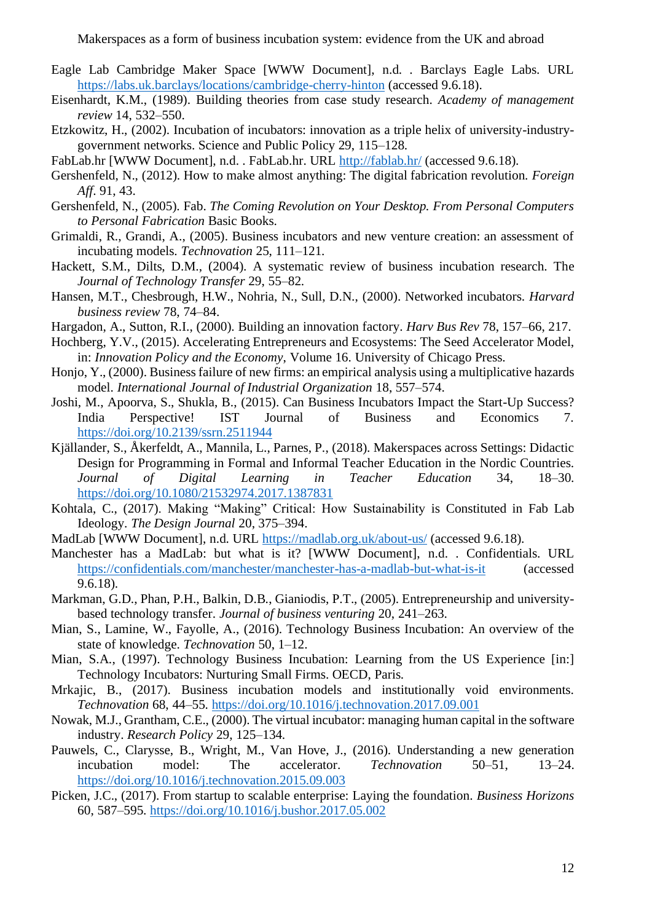Eagle Lab Cambridge Maker Space [WWW Document], n.d. . Barclays Eagle Labs. URL https://labs.uk.barclays/locations/cambridge-cherry-hinton (accessed 9.6.18).

Eisenhardt, K.M., (1989). Building theories from case study research. *Academy of management review* 14, 532–550.

Etzkowitz, H., (2002). Incubation of incubators: innovation as a triple helix of university-industry-government networks. Science and Public Policy 29, 115–128.

FabLab.hr [WWW Document], n.d. . FabLab.hr. URL http://fablab.hr/ (accessed 9.6.18).

Gershenfeld, N., (2012). How to make almost anything: The digital fabrication revolution. *Foreign Aff.* 91, 43.

Gershenfeld, N., (2005). Fab. *The Coming Revolution on Your Desktop. From Personal Computers to Personal Fabrication* Basic Books.

Grimaldi, R., Grandi, A., (2005). Business incubators and new venture creation: an assessment of incubating models. *Technovation* 25, 111–121.

Hackett, S.M., Dilts, D.M., (2004). A systematic review of business incubation research. The *Journal of Technology Transfer* 29, 55–82.

Hansen, M.T., Chesbrough, H.W., Nohria, N., Sull, D.N., (2000). Networked incubators. *Harvard business review* 78, 74–84.

Hargadon, A., Sutton, R.I., (2000). Building an innovation factory. *Harv Bus Rev* 78, 157–66, 217.

Hochberg, Y.V., (2015). Accelerating Entrepreneurs and Ecosystems: The Seed Accelerator Model, in: *Innovation Policy and the Economy*, Volume 16. University of Chicago Press.

Honjo, Y., (2000). Business failure of new firms: an empirical analysis using a multiplicative hazards model. *International Journal of Industrial Organization* 18, 557–574.

Joshi, M., Apoorva, S., Shukla, B., (2015). Can Business Incubators Impact the Start-Up Success? India Perspective! IST Journal of Business and Economics 7. https://doi.org/10.2139/ssrn.2511944

Kjällander, S., Åkerfeldt, A., Mannila, L., Parnes, P., (2018). Makerspaces across Settings: Didactic Design for Programming in Formal and Informal Teacher Education in the Nordic Countries. *Journal of Digital Learning in Teacher Education* 34, 18–30. https://doi.org/10.1080/21532974.2017.1387831

Kohtala, C., (2017). Making "Making" Critical: How Sustainability is Constituted in Fab Lab Ideology. *The Design Journal* 20, 375–394.

MadLab [WWW Document], n.d. URL https://madlab.org.uk/about-us/ (accessed 9.6.18).

Manchester has a MadLab: but what is it? [WWW Document], n.d. . Confidentials. URL https://confidentials.com/manchester/manchester-has-a-madlab-but-what-is-it (accessed 9.6.18).

Markman, G.D., Phan, P.H., Balkin, D.B., Gianiodis, P.T., (2005). Entrepreneurship and university-based technology transfer. *Journal of business venturing* 20, 241–263.

Mian, S., Lamine, W., Fayolle, A., (2016). Technology Business Incubation: An overview of the state of knowledge. *Technovation* 50, 1–12.

Mian, S.A., (1997). Technology Business Incubation: Learning from the US Experience [in:] Technology Incubators: Nurturing Small Firms. OECD, Paris.

Mrkajic, B., (2017). Business incubation models and institutionally void environments. *Technovation* 68, 44–55. https://doi.org/10.1016/j.technovation.2017.09.001

Nowak, M.J., Grantham, C.E., (2000). The virtual incubator: managing human capital in the software industry. *Research Policy* 29, 125–134.

Pauwels, C., Clarysse, B., Wright, M., Van Hove, J., (2016). Understanding a new generation incubation model: The accelerator. *Technovation* 50–51, 13–24. https://doi.org/10.1016/j.technovation.2015.09.003

Picken, J.C., (2017). From startup to scalable enterprise: Laying the foundation. *Business Horizons* 60, 587–595. https://doi.org/10.1016/j.bushor.2017.05.002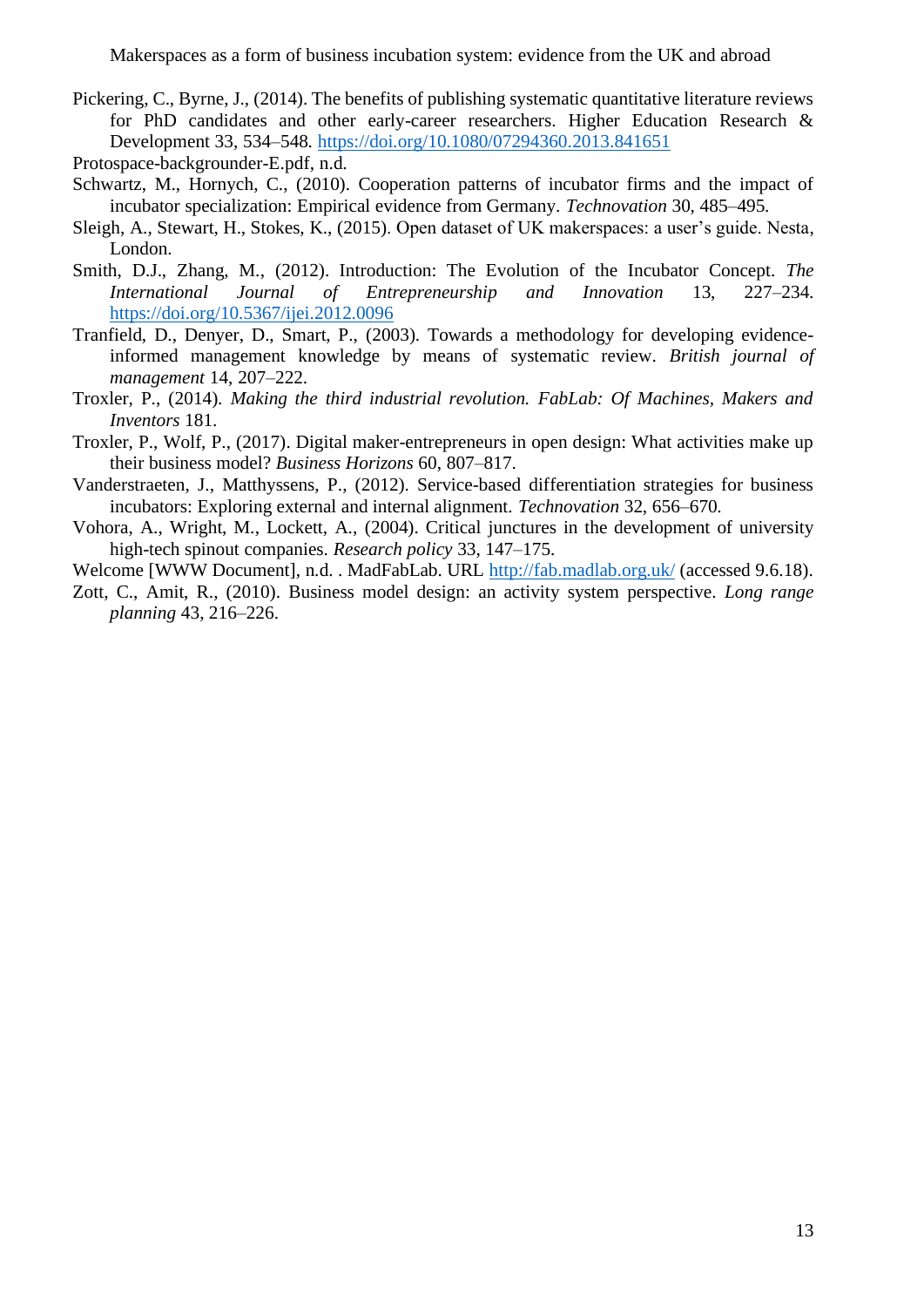Pickering, C., Byrne, J., (2014). The benefits of publishing systematic quantitative literature reviews for PhD candidates and other early-career researchers. Higher Education Research & Development 33, 534–548. https://doi.org/10.1080/07294360.2013.841651

Protospace-backgrounder-E.pdf, n.d.

Schwartz, M., Hornych, C., (2010). Cooperation patterns of incubator firms and the impact of incubator specialization: Empirical evidence from Germany. *Technovation* 30, 485–495.

Sleigh, A., Stewart, H., Stokes, K., (2015). Open dataset of UK makerspaces: a user's guide. Nesta, London.

Smith, D.J., Zhang, M., (2012). Introduction: The Evolution of the Incubator Concept. *The International Journal of Entrepreneurship and Innovation* 13, 227–234. https://doi.org/10.5367/ijei.2012.0096

Tranfield, D., Denyer, D., Smart, P., (2003). Towards a methodology for developing evidence-informed management knowledge by means of systematic review. *British journal of management* 14, 207–222.

Troxler, P., (2014). *Making the third industrial revolution. FabLab: Of Machines, Makers and Inventors* 181.

Troxler, P., Wolf, P., (2017). Digital maker-entrepreneurs in open design: What activities make up their business model? *Business Horizons* 60, 807–817.

Vanderstraeten, J., Matthyssens, P., (2012). Service-based differentiation strategies for business incubators: Exploring external and internal alignment. *Technovation* 32, 656–670.

Vohora, A., Wright, M., Lockett, A., (2004). Critical junctures in the development of university high-tech spinout companies. *Research policy* 33, 147–175.

Welcome [WWW Document], n.d. . MadFabLab. URL http://fab.madlab.org.uk/ (accessed 9.6.18).

Zott, C., Amit, R., (2010). Business model design: an activity system perspective. *Long range planning* 43, 216–226.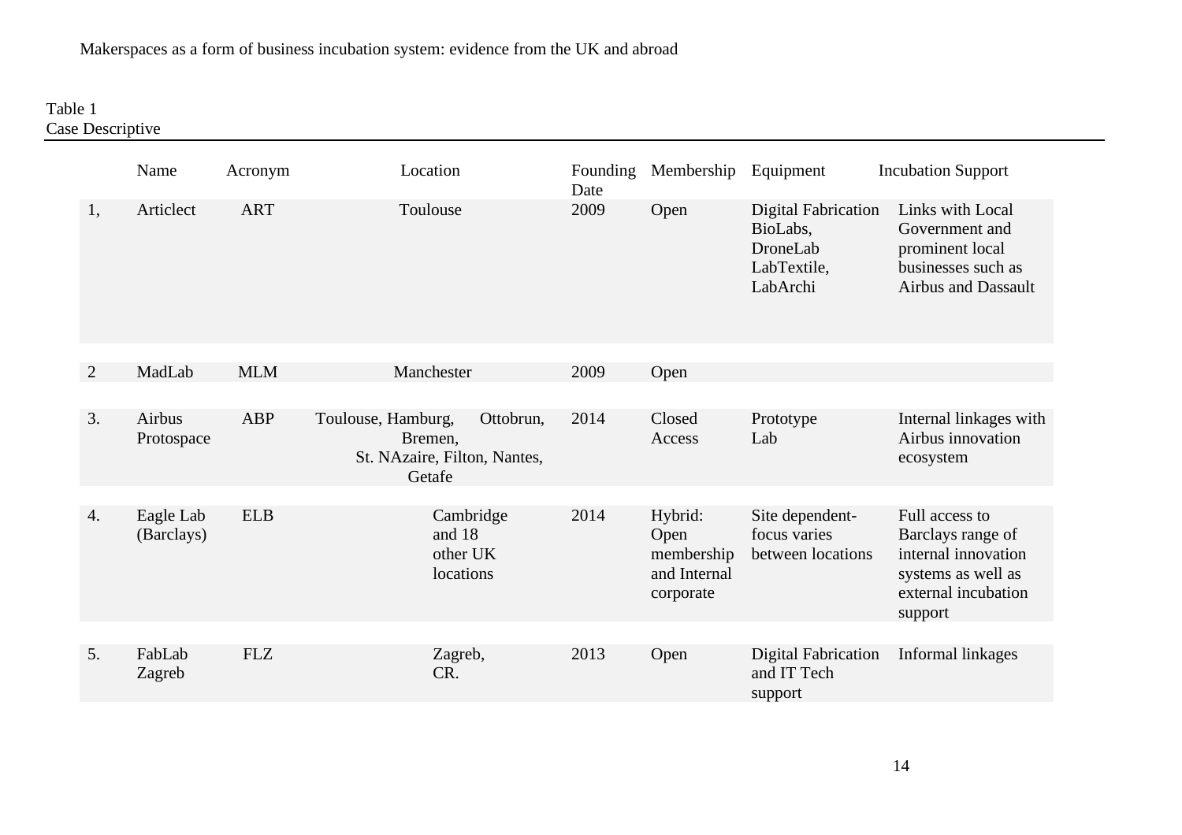Table 1
Case Descriptive

| | Name | Acronym | Location | Founding Date | Membership | Equipment | Incubation Support |
|---|---|---|---|---|---|---|---|
| 1, | Articlect | ART | Toulouse | 2009 | Open | Digital Fabrication BioLabs, DroneLab LabTextile, LabArchi | Links with Local Government and prominent local businesses such as Airbus and Dassault |
| 2 | MadLab | MLM | Manchester | 2009 | Open | | |
| 3. | Airbus Protospace | ABP | Toulouse, Hamburg, Ottobrun, Bremen, St. NAzaire, Filton, Nantes, Getafe | 2014 | Closed Access | Prototype Lab | Internal linkages with Airbus innovation ecosystem |
| 4. | Eagle Lab (Barclays) | ELB | Cambridge and 18 other UK locations | 2014 | Hybrid: Open membership and Internal corporate | Site dependent- focus varies between locations | Full access to Barclays range of internal innovation systems as well as external incubation support |
| 5. | FabLab Zagreb | FLZ | Zagreb, CR. | 2013 | Open | Digital Fabrication and IT Tech support | Informal linkages |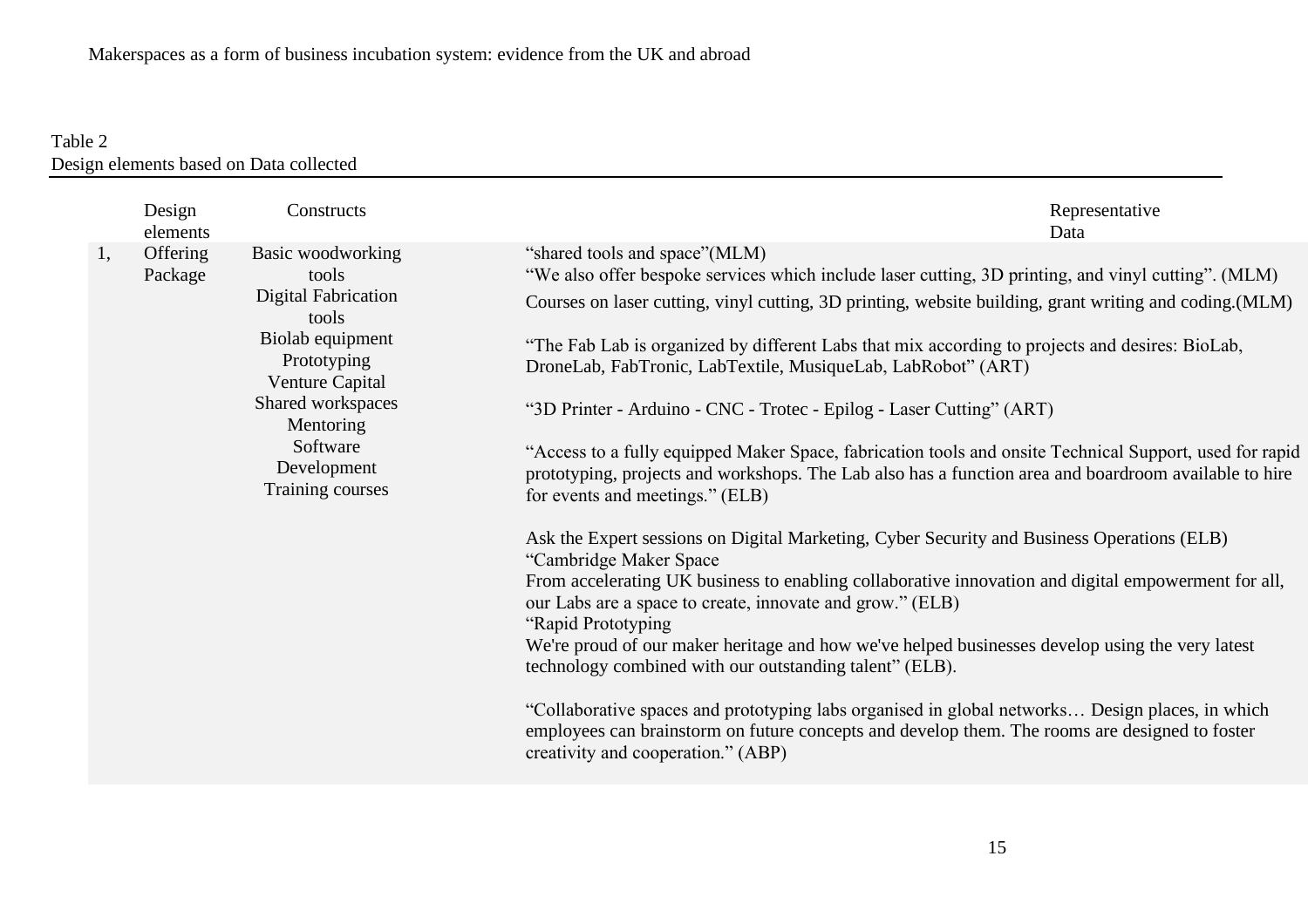Table 2
Design elements based on Data collected

|  | Design elements | Constructs | Representative Data |
|---|---|---|---|
| 1, | Offering Package | Basic woodworking tools<br>Digital Fabrication tools<br>Biolab equipment<br>Prototyping<br>Venture Capital<br>Shared workspaces<br>Mentoring<br>Software Development<br>Training courses | "shared tools and space"(MLM)<br>"We also offer bespoke services which include laser cutting, 3D printing, and vinyl cutting". (MLM)<br>Courses on laser cutting, vinyl cutting, 3D printing, website building, grant writing and coding.(MLM)<br><br>"The Fab Lab is organized by different Labs that mix according to projects and desires: BioLab, DroneLab, FabTronic, LabTextile, MusiqueLab, LabRobot" (ART)<br><br>"3D Printer - Arduino - CNC - Trotec - Epilog - Laser Cutting" (ART)<br><br>"Access to a fully equipped Maker Space, fabrication tools and onsite Technical Support, used for rapid prototyping, projects and workshops. The Lab also has a function area and boardroom available to hire for events and meetings." (ELB)<br><br>Ask the Expert sessions on Digital Marketing, Cyber Security and Business Operations (ELB)<br>"Cambridge Maker Space<br>From accelerating UK business to enabling collaborative innovation and digital empowerment for all, our Labs are a space to create, innovate and grow." (ELB)<br>"Rapid Prototyping<br>We're proud of our maker heritage and how we've helped businesses develop using the very latest technology combined with our outstanding talent" (ELB).<br><br>"Collaborative spaces and prototyping labs organised in global networks… Design places, in which employees can brainstorm on future concepts and develop them. The rooms are designed to foster creativity and cooperation." (ABP) |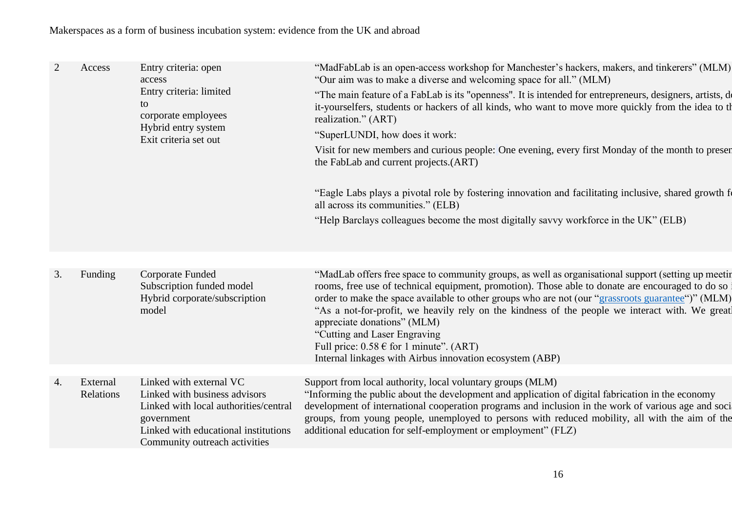| | | | |
|---|---|---|---|
| 2 | Access | Entry criteria: open access<br>Entry criteria: limited to corporate employees<br>Hybrid entry system<br>Exit criteria set out | "MadFabLab is an open-access workshop for Manchester's hackers, makers, and tinkerers" (MLM)<br>"Our aim was to make a diverse and welcoming space for all." (MLM)<br>"The main feature of a FabLab is its "openness". It is intended for entrepreneurs, designers, artists, d it-yourselfers, students or hackers of all kinds, who want to move more quickly from the idea to th realization." (ART)<br>"SuperLUNDI, how does it work:<br>Visit for new members and curious people: One evening, every first Monday of the month to presen the FabLab and current projects.(ART)<br><br>"Eagle Labs plays a pivotal role by fostering innovation and facilitating inclusive, shared growth fo all across its communities." (ELB)<br>"Help Barclays colleagues become the most digitally savvy workforce in the UK" (ELB) |
| 3. | Funding | Corporate Funded<br>Subscription funded model<br>Hybrid corporate/subscription model | "MadLab offers free space to community groups, as well as organisational support (setting up meetin rooms, free use of technical equipment, promotion). Those able to donate are encouraged to do so i order to make the space available to other groups who are not (our "grassroots guarantee")" (MLM)<br>"As a not-for-profit, we heavily rely on the kindness of the people we interact with. We great appreciate donations" (MLM)<br>"Cutting and Laser Engraving<br>Full price: 0.58 € for 1 minute". (ART)<br>Internal linkages with Airbus innovation ecosystem (ABP) |
| 4. | External Relations | Linked with external VC<br>Linked with business advisors<br>Linked with local authorities/central government<br>Linked with educational institutions<br>Community outreach activities | Support from local authority, local voluntary groups (MLM)<br>"Informing the public about the development and application of digital fabrication in the economy development of international cooperation programs and inclusion in the work of various age and soci groups, from young people, unemployed to persons with reduced mobility, all with the aim of the additional education for self-employment or employment" (FLZ) |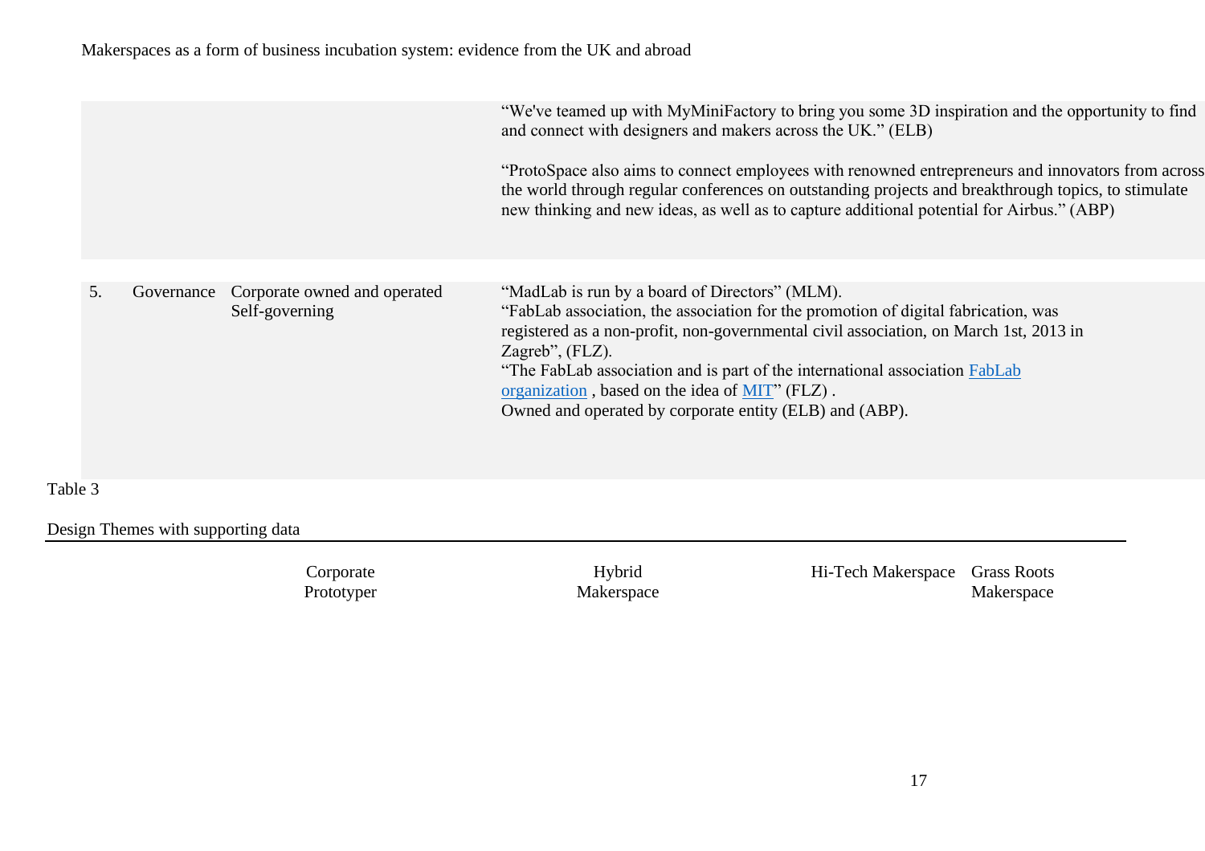| | | | |
|---|---|---|---|
| | | | "We've teamed up with MyMiniFactory to bring you some 3D inspiration and the opportunity to find and connect with designers and makers across the UK." (ELB)<br><br>"ProtoSpace also aims to connect employees with renowned entrepreneurs and innovators from across the world through regular conferences on outstanding projects and breakthrough topics, to stimulate new thinking and new ideas, as well as to capture additional potential for Airbus." (ABP) |
| 5. | Governance | Corporate owned and operated<br>Self-governing | "MadLab is run by a board of Directors" (MLM).<br>"FabLab association, the association for the promotion of digital fabrication, was registered as a non-profit, non-governmental civil association, on March 1st, 2013 in Zagreb", (FLZ).<br>"The FabLab association and is part of the international association [FabLab organization](), based on the idea of [MIT]()" (FLZ) .<br>Owned and operated by corporate entity (ELB) and (ABP). |

Table 3

Design Themes with supporting data

| | Corporate Prototyper | Hybrid Makerspace | Hi-Tech Makerspace | Grass Roots Makerspace |
|---|---|---|---|---|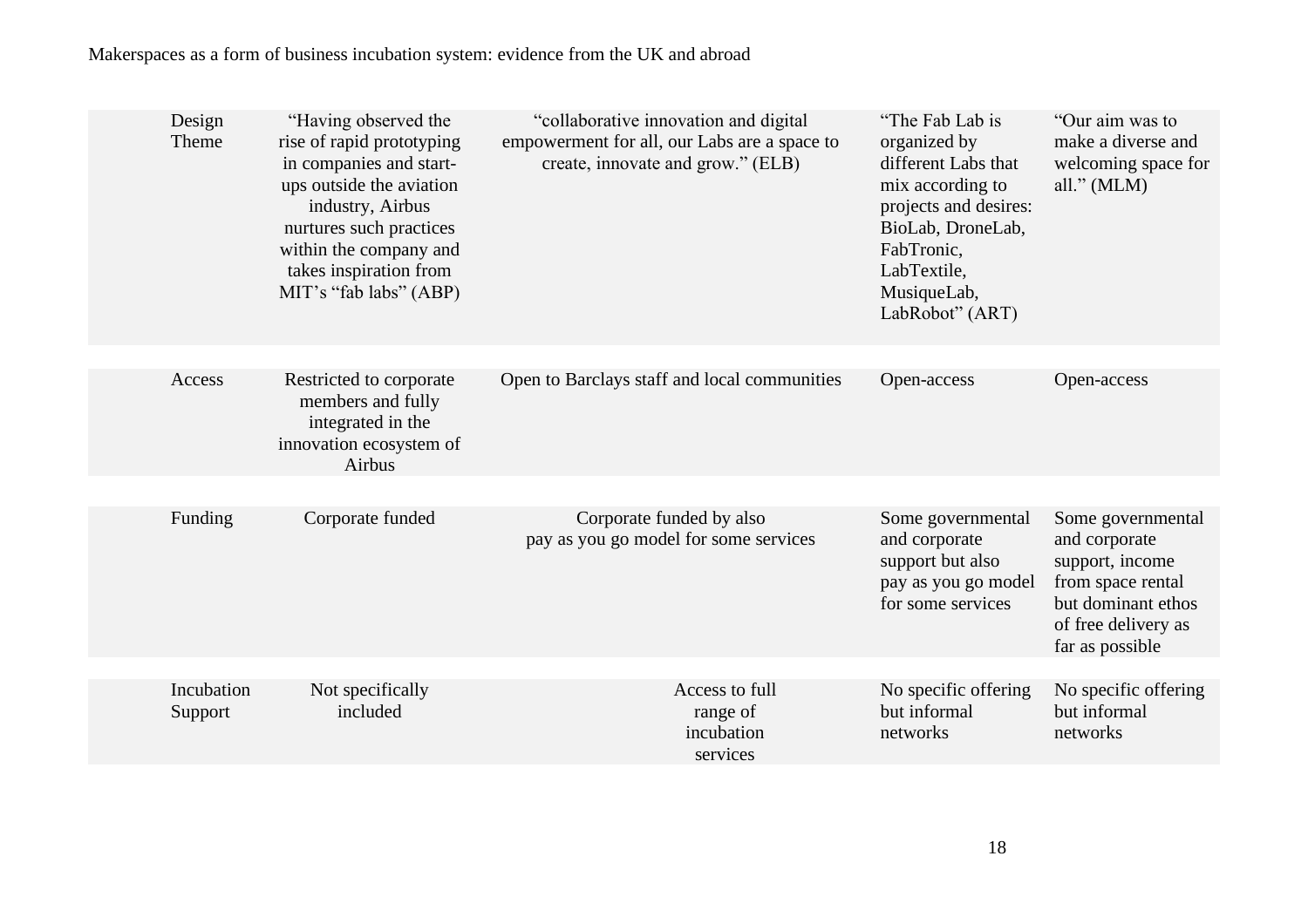| | | | | |
|---|---|---|---|---|
| Design Theme | "Having observed the rise of rapid prototyping in companies and start-ups outside the aviation industry, Airbus nurtures such practices within the company and takes inspiration from MIT's "fab labs" (ABP) | "collaborative innovation and digital empowerment for all, our Labs are a space to create, innovate and grow." (ELB) | "The Fab Lab is organized by different Labs that mix according to projects and desires: BioLab, DroneLab, FabTronic, LabTextile, MusiqueLab, LabRobot" (ART) | "Our aim was to make a diverse and welcoming space for all." (MLM) |
| Access | Restricted to corporate members and fully integrated in the innovation ecosystem of Airbus | Open to Barclays staff and local communities | Open-access | Open-access |
| Funding | Corporate funded | Corporate funded by also pay as you go model for some services | Some governmental and corporate support but also pay as you go model for some services | Some governmental and corporate support, income from space rental but dominant ethos of free delivery as far as possible |
| Incubation Support | Not specifically included | Access to full range of incubation services | No specific offering but informal networks | No specific offering but informal networks |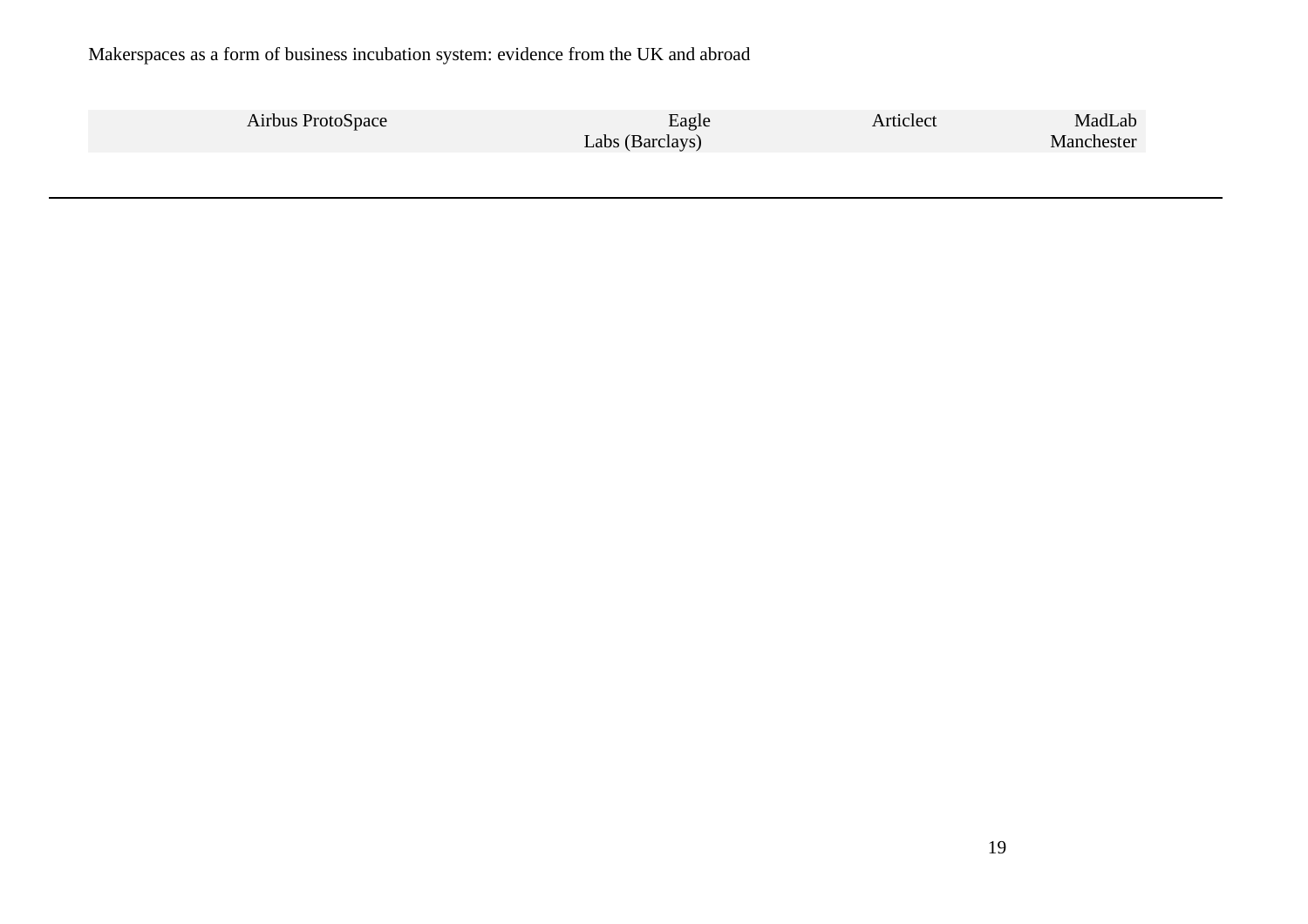| Airbus ProtoSpace | Eagle Labs (Barclays) | Articlect | MadLab Manchester |
| --- | --- | --- | --- |